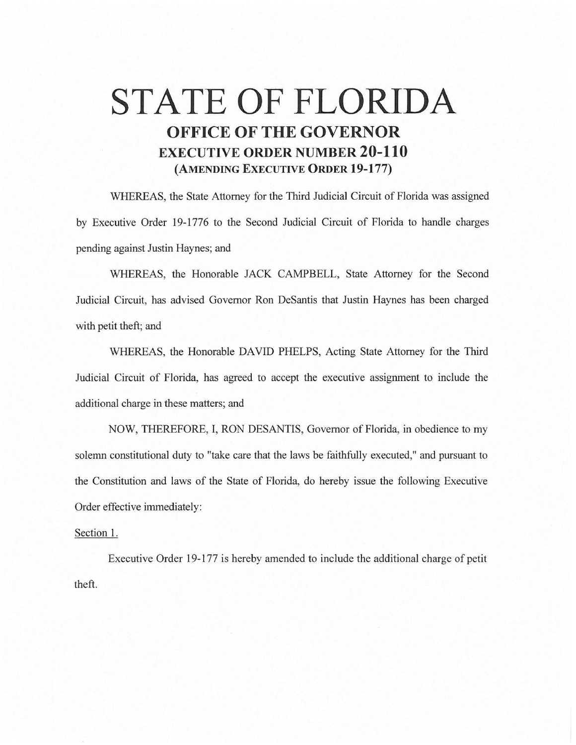# STATE OF FLORIDA

## OFFICE OF THE GOVERNOR

### EXECUTIVE ORDER NUMBER 20-110

### (AMENDING EXECUTIVE ORDER 19-177)

WHEREAS, the State Attorney for the Third Judicial Circuit of Florida was assigned by Executive Order 19-1776 to the Second Judicial Circuit of Florida to handle charges pending against Justin Haynes; and

WHEREAS, the Honorable JACK CAMPBELL, State Attorney for the Second Judicial Circuit, has advised Governor Ron DeSantis that Justin Haynes has been charged with petit theft; and

WHEREAS, the Honorable DAVID PHELPS, Acting State Attorney for the Third Judicial Circuit of Florida, has agreed to accept the executive assignment to include the additional charge in these matters; and

NOW, THEREFORE, I, RON DESANTIS, Governor of Florida, in obedience to my solemn constitutional duty to "take care that the laws be faithfully executed," and pursuant to the Constitution and laws of the State of Florida, do hereby issue the following Executive Order effective immediately:

Section 1.

Executive Order 19-177 is hereby amended to include the additional charge of petit theft.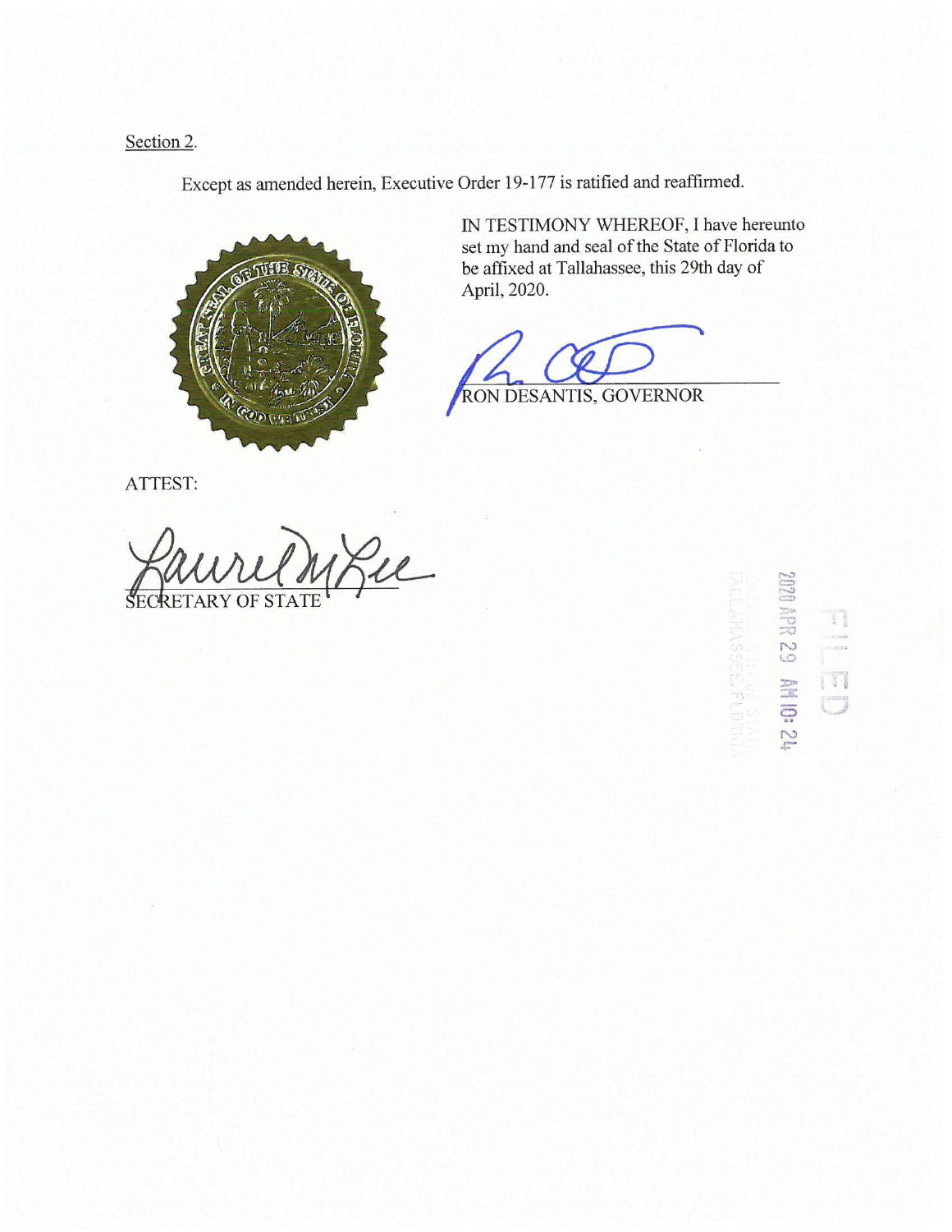Section 2.

Except as amended herein, Executive Order 19-177 is ratified and reaffirmed.

IN TESTIMONY WHEREOF, I have hereunto set my hand and seal of the State of Florida to be affixed at Tallahassee, this 29th day of April, 2020.

RON DESANTIS, GOVERNOR

ATTEST:

SECRETARY OF STATE

FILED

2020 APR 29 AM 10:24